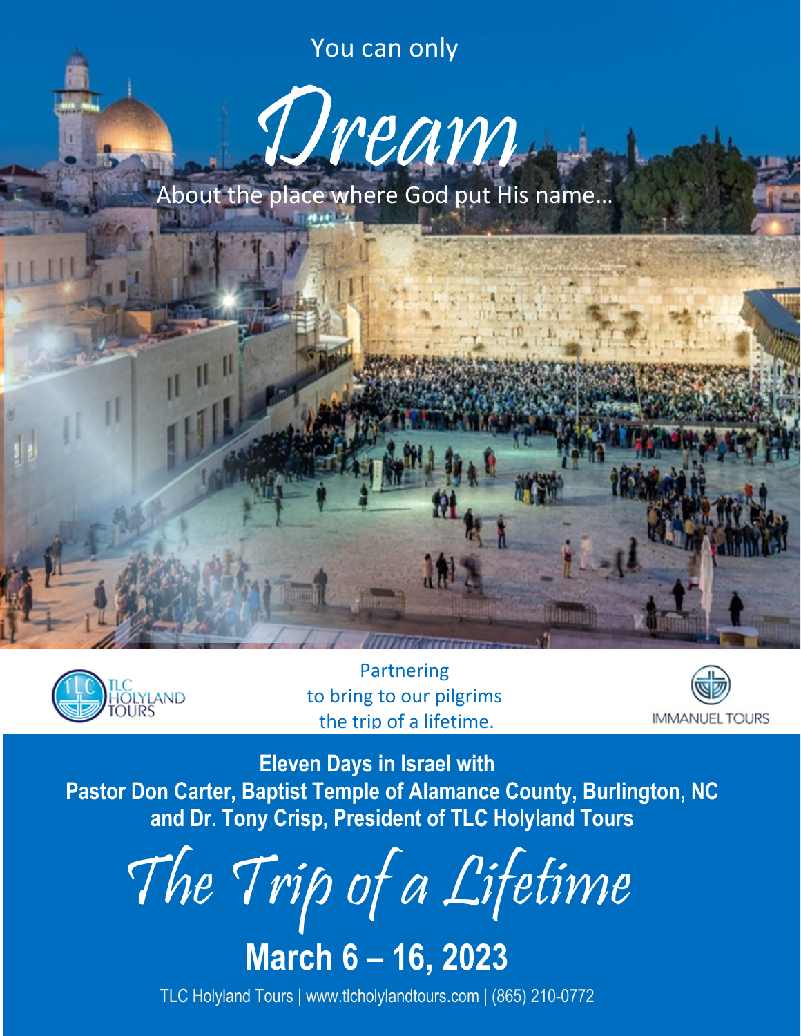You can only

# *Dream*

About the place where God put His name…

TLC HOLYLAND TOURS

Partnering
to bring to our pilgrims
the trip of a lifetime.

IMMANUEL TOURS

**Eleven Days in Israel with**
**Pastor Don Carter, Baptist Temple of Alamance County, Burlington, NC**
**and Dr. Tony Crisp, President of TLC Holyland Tours**

# *The Trip of a Lifetime*

## March 6 – 16, 2023

TLC Holyland Tours | www.tlcholylandtours.com | (865) 210-0772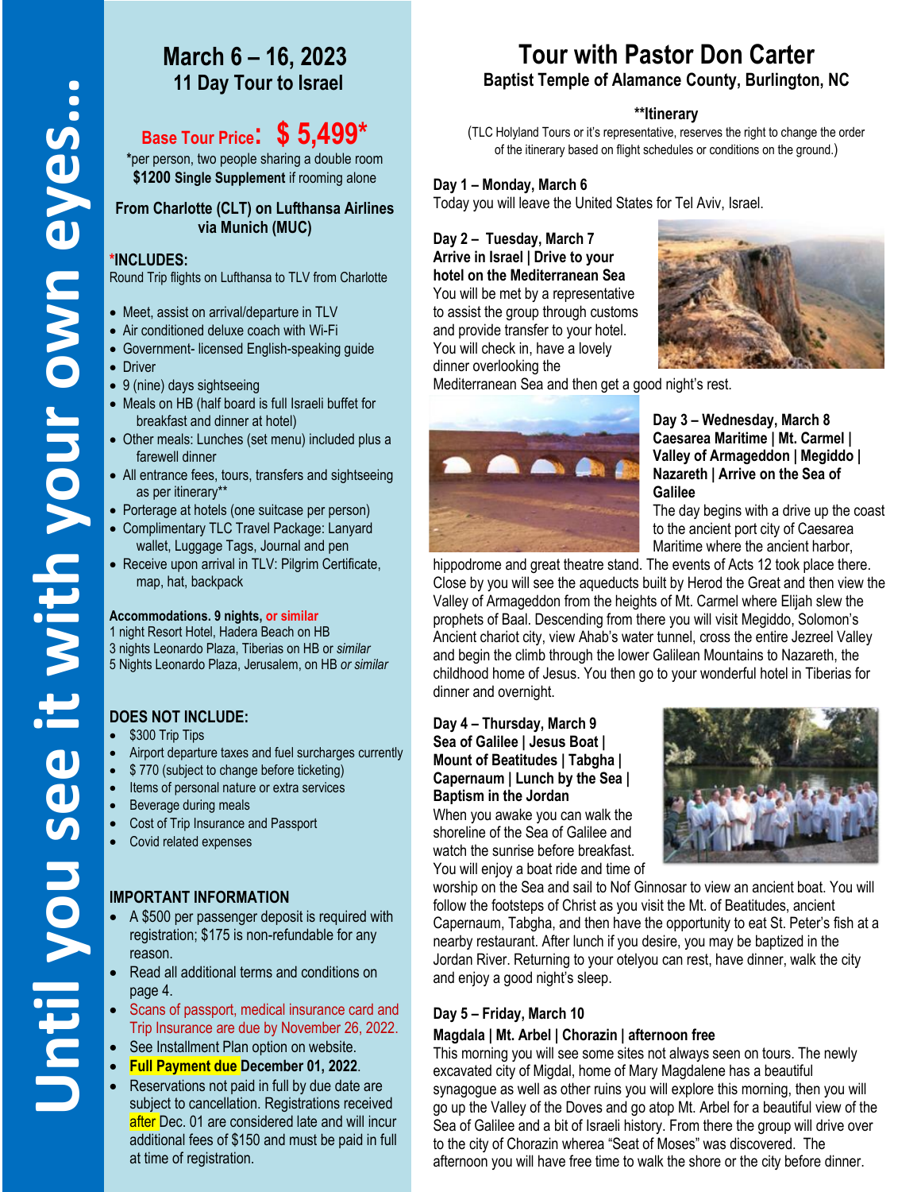Until you see it with your own eyes...

## March 6 – 16, 2023
### 11 Day Tour to Israel

**Base Tour Price: $ 5,499***
*per person, two people sharing a double room
**$1200 Single Supplement** if rooming alone

**From Charlotte (CLT) on Lufthansa Airlines via Munich (MUC)**

**\*INCLUDES:**
Round Trip flights on Lufthansa to TLV from Charlotte

- Meet, assist on arrival/departure in TLV
- Air conditioned deluxe coach with Wi-Fi
- Government- licensed English-speaking guide
- Driver
- 9 (nine) days sightseeing
- Meals on HB (half board is full Israeli buffet for breakfast and dinner at hotel)
- Other meals: Lunches (set menu) included plus a farewell dinner
- All entrance fees, tours, transfers and sightseeing as per itinerary**
- Porterage at hotels (one suitcase per person)
- Complimentary TLC Travel Package: Lanyard wallet, Luggage Tags, Journal and pen
- Receive upon arrival in TLV: Pilgrim Certificate, map, hat, backpack

**Accommodations. 9 nights, or similar**
1 night Resort Hotel, Hadera Beach on HB
3 nights Leonardo Plaza, Tiberias on HB or *similar*
5 Nights Leonardo Plaza, Jerusalem, on HB *or similar*

**DOES NOT INCLUDE:**
- $300 Trip Tips
- Airport departure taxes and fuel surcharges currently
- $ 770 (subject to change before ticketing)
- Items of personal nature or extra services
- Beverage during meals
- Cost of Trip Insurance and Passport
- Covid related expenses

**IMPORTANT INFORMATION**
- A $500 per passenger deposit is required with registration; $175 is non-refundable for any reason.
- Read all additional terms and conditions on page 4.
- Scans of passport, medical insurance card and Trip Insurance are due by November 26, 2022.
- See Installment Plan option on website.
- **Full Payment due December 01, 2022**.
- Reservations not paid in full by due date are subject to cancellation. Registrations received after Dec. 01 are considered late and will incur additional fees of $150 and must be paid in full at time of registration.

## Tour with Pastor Don Carter
### Baptist Temple of Alamance County, Burlington, NC

**\*\*Itinerary**
(TLC Holyland Tours or it's representative, reserves the right to change the order of the itinerary based on flight schedules or conditions on the ground.)

**Day 1 – Monday, March 6**
Today you will leave the United States for Tel Aviv, Israel.

**Day 2 – Tuesday, March 7**
**Arrive in Israel | Drive to your hotel on the Mediterranean Sea**
You will be met by a representative to assist the group through customs and provide transfer to your hotel. You will check in, have a lovely dinner overlooking the Mediterranean Sea and then get a good night's rest.

**Day 3 – Wednesday, March 8**
**Caesarea Maritime | Mt. Carmel | Valley of Armageddon | Megiddo | Nazareth | Arrive on the Sea of Galilee**
The day begins with a drive up the coast to the ancient port city of Caesarea Maritime where the ancient harbor, hippodrome and great theatre stand. The events of Acts 12 took place there. Close by you will see the aqueducts built by Herod the Great and then view the Valley of Armageddon from the heights of Mt. Carmel where Elijah slew the prophets of Baal. Descending from there you will visit Megiddo, Solomon's Ancient chariot city, view Ahab's water tunnel, cross the entire Jezreel Valley and begin the climb through the lower Galilean Mountains to Nazareth, the childhood home of Jesus. You then go to your wonderful hotel in Tiberias for dinner and overnight.

**Day 4 – Thursday, March 9**
**Sea of Galilee | Jesus Boat | Mount of Beatitudes | Tabgha | Capernaum | Lunch by the Sea | Baptism in the Jordan**
When you awake you can walk the shoreline of the Sea of Galilee and watch the sunrise before breakfast. You will enjoy a boat ride and time of worship on the Sea and sail to Nof Ginnosar to view an ancient boat. You will follow the footsteps of Christ as you visit the Mt. of Beatitudes, ancient Capernaum, Tabgha, and then have the opportunity to eat St. Peter's fish at a nearby restaurant. After lunch if you desire, you may be baptized in the Jordan River. Returning to your otelyou can rest, have dinner, walk the city and enjoy a good night's sleep.

**Day 5 – Friday, March 10**
**Magdala | Mt. Arbel | Chorazin | afternoon free**
This morning you will see some sites not always seen on tours. The newly excavated city of Migdal, home of Mary Magdalene has a beautiful synagogue as well as other ruins you will explore this morning, then you will go up the Valley of the Doves and go atop Mt. Arbel for a beautiful view of the Sea of Galilee and a bit of Israeli history. From there the group will drive over to the city of Chorazin wherea "Seat of Moses" was discovered. The afternoon you will have free time to walk the shore or the city before dinner.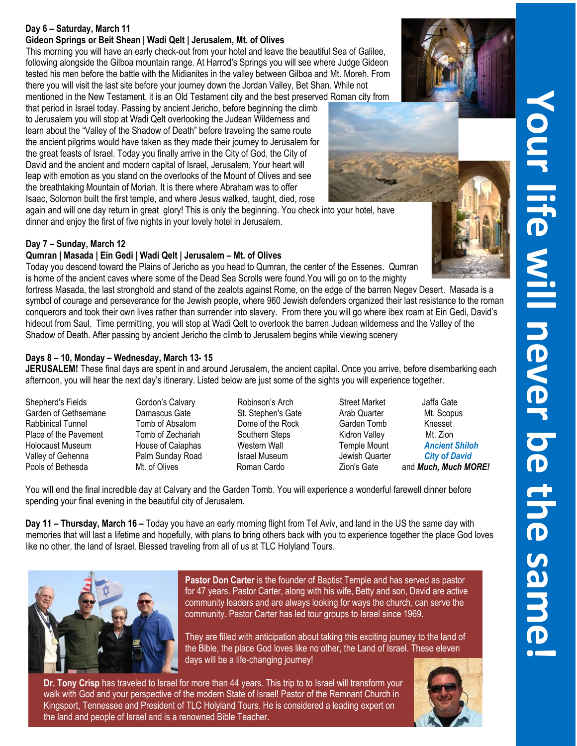### Day 6 – Saturday, March 11

**Gideon Springs or Beit Shean | Wadi Qelt | Jerusalem, Mt. of Olives**

This morning you will have an early check-out from your hotel and leave the beautiful Sea of Galilee, following alongside the Gilboa mountain range. At Harrod's Springs you will see where Judge Gideon tested his men before the battle with the Midianites in the valley between Gilboa and Mt. Moreh. From there you will visit the last site before your journey down the Jordan Valley, Bet Shan. While not mentioned in the New Testament, it is an Old Testament city and the best preserved Roman city from that period in Israel today. Passing by ancient Jericho, before beginning the climb to Jerusalem you will stop at Wadi Qelt overlooking the Judean Wilderness and learn about the "Valley of the Shadow of Death" before traveling the same route the ancient pilgrims would have taken as they made their journey to Jerusalem for the great feasts of Israel. Today you finally arrive in the City of God, the City of David and the ancient and modern capital of Israel, Jerusalem. Your heart will leap with emotion as you stand on the overlooks of the Mount of Olives and see the breathtaking Mountain of Moriah. It is there where Abraham was to offer Isaac, Solomon built the first temple, and where Jesus walked, taught, died, rose again and will one day return in great glory! This is only the beginning. You check into your hotel, have dinner and enjoy the first of five nights in your lovely hotel in Jerusalem.

### Day 7 – Sunday, March 12

**Qumran | Masada | Ein Gedi | Wadi Qelt | Jerusalem – Mt. of Olives**

Today you descend toward the Plains of Jericho as you head to Qumran, the center of the Essenes. Qumran is home of the ancient caves where some of the Dead Sea Scrolls were found.You will go on to the mighty fortress Masada, the last stronghold and stand of the zealots against Rome, on the edge of the barren Negev Desert. Masada is a symbol of courage and perseverance for the Jewish people, where 960 Jewish defenders organized their last resistance to the roman conquerors and took their own lives rather than surrender into slavery. From there you will go where ibex roam at Ein Gedi, David's hideout from Saul. Time permitting, you will stop at Wadi Qelt to overlook the barren Judean wilderness and the Valley of the Shadow of Death. After passing by ancient Jericho the climb to Jerusalem begins while viewing scenery

### Days 8 – 10, Monday – Wednesday, March 13- 15

**JERUSALEM!** These final days are spent in and around Jerusalem, the ancient capital. Once you arrive, before disembarking each afternoon, you will hear the next day's itinerary. Listed below are just some of the sights you will experience together.

| | | | | |
|---|---|---|---|---|
| Shepherd's Fields | Gordon's Calvary | Robinson's Arch | Street Market | Jaffa Gate |
| Garden of Gethsemane | Damascus Gate | St. Stephen's Gate | Arab Quarter | Mt. Scopus |
| Rabbinical Tunnel | Tomb of Absalom | Dome of the Rock | Garden Tomb | Knesset |
| Place of the Pavement | Tomb of Zechariah | Southern Steps | Kidron Valley | Mt. Zion |
| Holocaust Museum | House of Caiaphas | Western Wall | Temple Mount | ***Ancient Shiloh*** |
| Valley of Gehenna | Palm Sunday Road | Israel Museum | Jewish Quarter | ***City of David*** |
| Pools of Bethesda | Mt. of Olives | Roman Cardo | Zion's Gate | and ***Much, Much MORE!*** |

You will end the final incredible day at Calvary and the Garden Tomb. You will experience a wonderful farewell dinner before spending your final evening in the beautiful city of Jerusalem.

**Day 11 – Thursday, March 16 –** Today you have an early morning flight from Tel Aviv, and land in the US the same day with memories that will last a lifetime and hopefully, with plans to bring others back with you to experience together the place God loves like no other, the land of Israel. Blessed traveling from all of us at TLC Holyland Tours.

**Pastor Don Carter** is the founder of Baptist Temple and has served as pastor for 47 years. Pastor Carter, along with his wife, Betty and son, David are active community leaders and are always looking for ways the church, can serve the community. Pastor Carter has led tour groups to Israel since 1969.

They are filled with anticipation about taking this exciting journey to the land of the Bible, the place God loves like no other, the Land of Israel. These eleven days will be a life-changing journey!

**Dr. Tony Crisp** has traveled to Israel for more than 44 years. This trip to to Israel will transform your walk with God and your perspective of the modern State of Israel! Pastor of the Remnant Church in Kingsport, Tennessee and President of TLC Holyland Tours. He is considered a leading expert on the land and people of Israel and is a renowned Bible Teacher.

**Your life will never be the same!**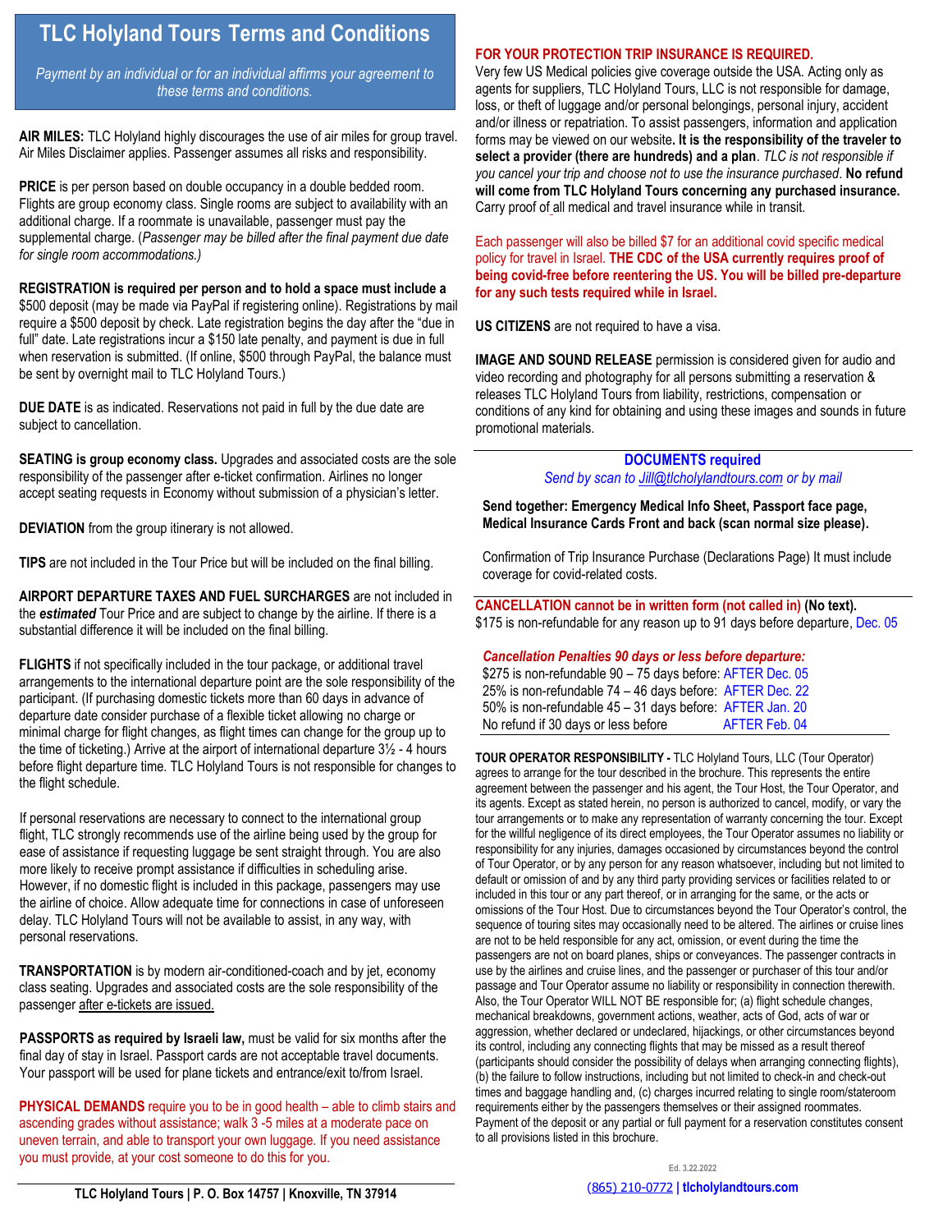# TLC Holyland Tours Terms and Conditions

*Payment by an individual or for an individual affirms your agreement to these terms and conditions.*

**AIR MILES:** TLC Holyland highly discourages the use of air miles for group travel. Air Miles Disclaimer applies. Passenger assumes all risks and responsibility.

**PRICE** is per person based on double occupancy in a double bedded room. Flights are group economy class. Single rooms are subject to availability with an additional charge. If a roommate is unavailable, passenger must pay the supplemental charge. (*Passenger may be billed after the final payment due date for single room accommodations.)*

**REGISTRATION is required per person and to hold a space must include a** $500 deposit (may be made via PayPal if registering online). Registrations by mail require a $500 deposit by check. Late registration begins the day after the "due in full" date. Late registrations incur a $150 late penalty, and payment is due in full when reservation is submitted. (If online, $500 through PayPal, the balance must be sent by overnight mail to TLC Holyland Tours.)

**DUE DATE** is as indicated. Reservations not paid in full by the due date are subject to cancellation.

**SEATING is group economy class.** Upgrades and associated costs are the sole responsibility of the passenger after e-ticket confirmation. Airlines no longer accept seating requests in Economy without submission of a physician's letter.

**DEVIATION** from the group itinerary is not allowed.

**TIPS** are not included in the Tour Price but will be included on the final billing.

**AIRPORT DEPARTURE TAXES AND FUEL SURCHARGES** are not included in the ***estimated*** Tour Price and are subject to change by the airline. If there is a substantial difference it will be included on the final billing.

**FLIGHTS** if not specifically included in the tour package, or additional travel arrangements to the international departure point are the sole responsibility of the participant. (If purchasing domestic tickets more than 60 days in advance of departure date consider purchase of a flexible ticket allowing no charge or minimal charge for flight changes, as flight times can change for the group up to the time of ticketing.) Arrive at the airport of international departure 3½ - 4 hours before flight departure time. TLC Holyland Tours is not responsible for changes to the flight schedule.

If personal reservations are necessary to connect to the international group flight, TLC strongly recommends use of the airline being used by the group for ease of assistance if requesting luggage be sent straight through. You are also more likely to receive prompt assistance if difficulties in scheduling arise. However, if no domestic flight is included in this package, passengers may use the airline of choice. Allow adequate time for connections in case of unforeseen delay. TLC Holyland Tours will not be available to assist, in any way, with personal reservations.

**TRANSPORTATION** is by modern air-conditioned-coach and by jet, economy class seating. Upgrades and associated costs are the sole responsibility of the passenger after e-tickets are issued.

**PASSPORTS as required by Israeli law,** must be valid for six months after the final day of stay in Israel. Passport cards are not acceptable travel documents. Your passport will be used for plane tickets and entrance/exit to/from Israel.

**PHYSICAL DEMANDS** require you to be in good health – able to climb stairs and ascending grades without assistance; walk 3 -5 miles at a moderate pace on uneven terrain, and able to transport your own luggage. If you need assistance you must provide, at your cost someone to do this for you.

**FOR YOUR PROTECTION TRIP INSURANCE IS REQUIRED.**
Very few US Medical policies give coverage outside the USA. Acting only as agents for suppliers, TLC Holyland Tours, LLC is not responsible for damage, loss, or theft of luggage and/or personal belongings, personal injury, accident and/or illness or repatriation. To assist passengers, information and application forms may be viewed on our website**. It is the responsibility of the traveler to select a provider (there are hundreds) and a plan**. *TLC is not responsible if you cancel your trip and choose not to use the insurance purchased*. **No refund will come from TLC Holyland Tours concerning any purchased insurance.** Carry proof of all medical and travel insurance while in transit.

Each passenger will also be billed $7 for an additional covid specific medical policy for travel in Israel. **THE CDC of the USA currently requires proof of being covid-free before reentering the US. You will be billed pre-departure for any such tests required while in Israel.**

**US CITIZENS** are not required to have a visa.

**IMAGE AND SOUND RELEASE** permission is considered given for audio and video recording and photography for all persons submitting a reservation & releases TLC Holyland Tours from liability, restrictions, compensation or conditions of any kind for obtaining and using these images and sounds in future promotional materials.

**DOCUMENTS required**
*Send by scan to Jill@tlcholylandtours.com or by mail*

**Send together: Emergency Medical Info Sheet, Passport face page, Medical Insurance Cards Front and back (scan normal size please).**

Confirmation of Trip Insurance Purchase (Declarations Page) It must include coverage for covid-related costs.

**CANCELLATION cannot be in written form (not called in) (No text).**
$175 is non-refundable for any reason up to 91 days before departure, Dec. 05

***Cancellation Penalties 90 days or less before departure:***

| | |
|---|---|
| $275 is non-refundable 90 – 75 days before: | AFTER Dec. 05 |
| 25% is non-refundable 74 – 46 days before: | AFTER Dec. 22 |
| 50% is non-refundable 45 – 31 days before: | AFTER Jan. 20 |
| No refund if 30 days or less before | AFTER Feb. 04 |

**TOUR OPERATOR RESPONSIBILITY -** TLC Holyland Tours, LLC (Tour Operator) agrees to arrange for the tour described in the brochure. This represents the entire agreement between the passenger and his agent, the Tour Host, the Tour Operator, and its agents. Except as stated herein, no person is authorized to cancel, modify, or vary the tour arrangements or to make any representation of warranty concerning the tour. Except for the willful negligence of its direct employees, the Tour Operator assumes no liability or responsibility for any injuries, damages occasioned by circumstances beyond the control of Tour Operator, or by any person for any reason whatsoever, including but not limited to default or omission of and by any third party providing services or facilities related to or included in this tour or any part thereof, or in arranging for the same, or the acts or omissions of the Tour Host. Due to circumstances beyond the Tour Operator's control, the sequence of touring sites may occasionally need to be altered. The airlines or cruise lines are not to be held responsible for any act, omission, or event during the time the passengers are not on board planes, ships or conveyances. The passenger contracts in use by the airlines and cruise lines, and the passenger or purchaser of this tour and/or passage and Tour Operator assume no liability or responsibility in connection therewith. Also, the Tour Operator WILL NOT BE responsible for; (a) flight schedule changes, mechanical breakdowns, government actions, weather, acts of God, acts of war or aggression, whether declared or undeclared, hijackings, or other circumstances beyond its control, including any connecting flights that may be missed as a result thereof (participants should consider the possibility of delays when arranging connecting flights), (b) the failure to follow instructions, including but not limited to check-in and check-out times and baggage handling and, (c) charges incurred relating to single room/stateroom requirements either by the passengers themselves or their assigned roommates. Payment of the deposit or any partial or full payment for a reservation constitutes consent to all provisions listed in this brochure.

Ed. 3.22.2022

**TLC Holyland Tours | P. O. Box 14757 | Knoxville, TN 37914**

(865) 210-0772 | **tlcholylandtours.com**